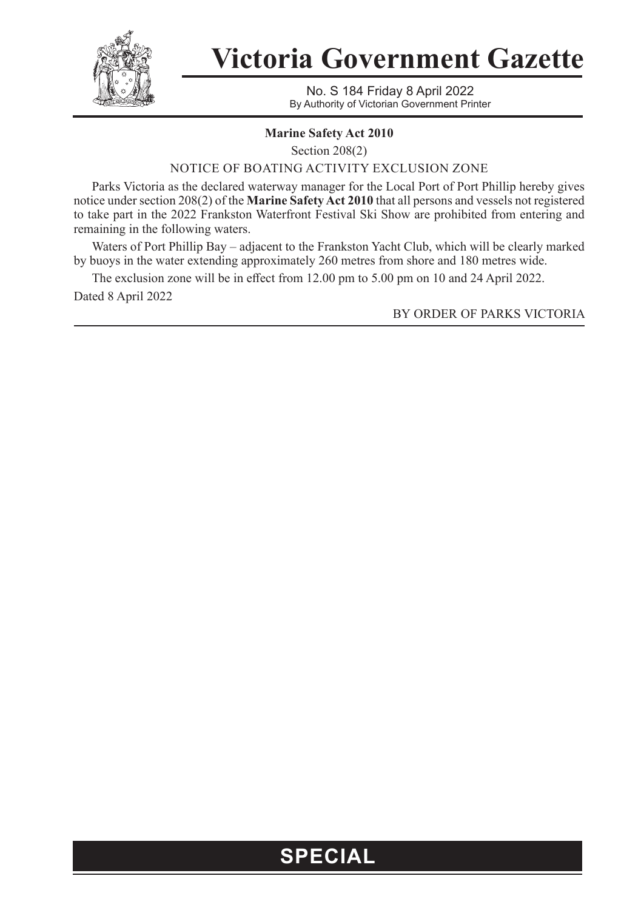# Victoria Government Gazette

No. S 184 Friday 8 April 2022
By Authority of Victorian Government Printer

**Marine Safety Act 2010**

Section 208(2)

NOTICE OF BOATING ACTIVITY EXCLUSION ZONE

Parks Victoria as the declared waterway manager for the Local Port of Port Phillip hereby gives notice under section 208(2) of the **Marine Safety Act 2010** that all persons and vessels not registered to take part in the 2022 Frankston Waterfront Festival Ski Show are prohibited from entering and remaining in the following waters.

Waters of Port Phillip Bay – adjacent to the Frankston Yacht Club, which will be clearly marked by buoys in the water extending approximately 260 metres from shore and 180 metres wide.

The exclusion zone will be in effect from 12.00 pm to 5.00 pm on 10 and 24 April 2022.

Dated 8 April 2022

BY ORDER OF PARKS VICTORIA

**SPECIAL**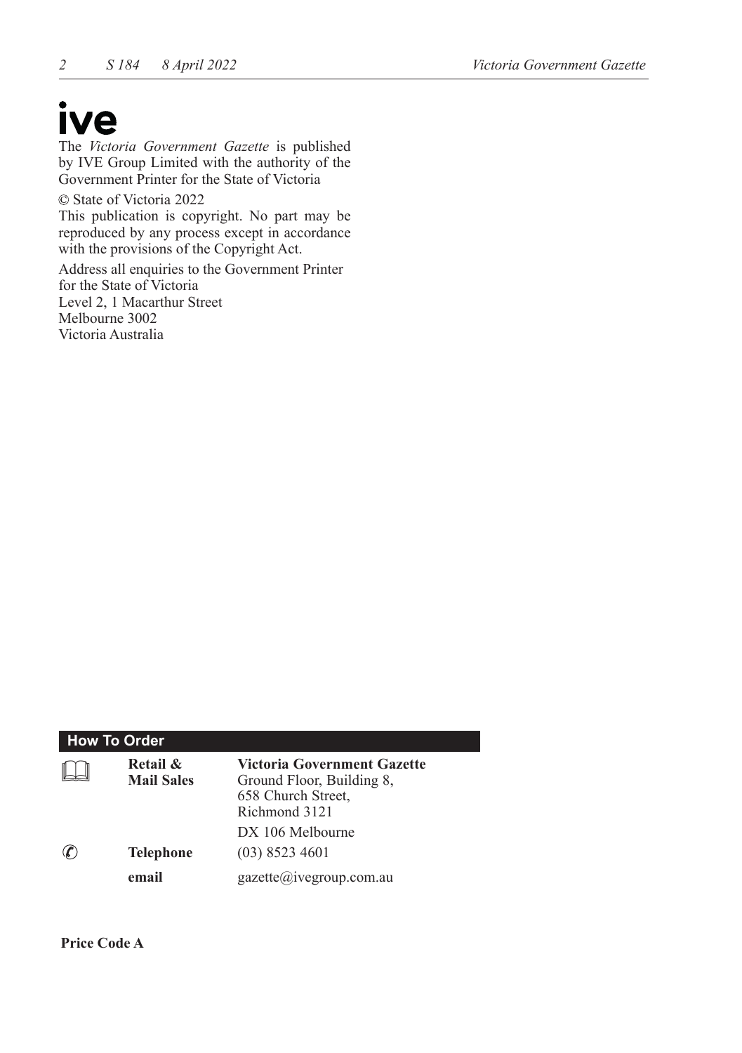ive

The *Victoria Government Gazette* is published by IVE Group Limited with the authority of the Government Printer for the State of Victoria

© State of Victoria 2022

This publication is copyright. No part may be reproduced by any process except in accordance with the provisions of the Copyright Act.

Address all enquiries to the Government Printer for the State of Victoria
Level 2, 1 Macarthur Street
Melbourne 3002
Victoria Australia

**How To Order**

| | | |
|---|---|---|
| | **Retail & Mail Sales** | **Victoria Government Gazette** Ground Floor, Building 8, 658 Church Street, Richmond 3121 |
| | | DX 106 Melbourne |
| | **Telephone** | (03) 8523 4601 |
| | **email** | gazette@ivegroup.com.au |

**Price Code A**